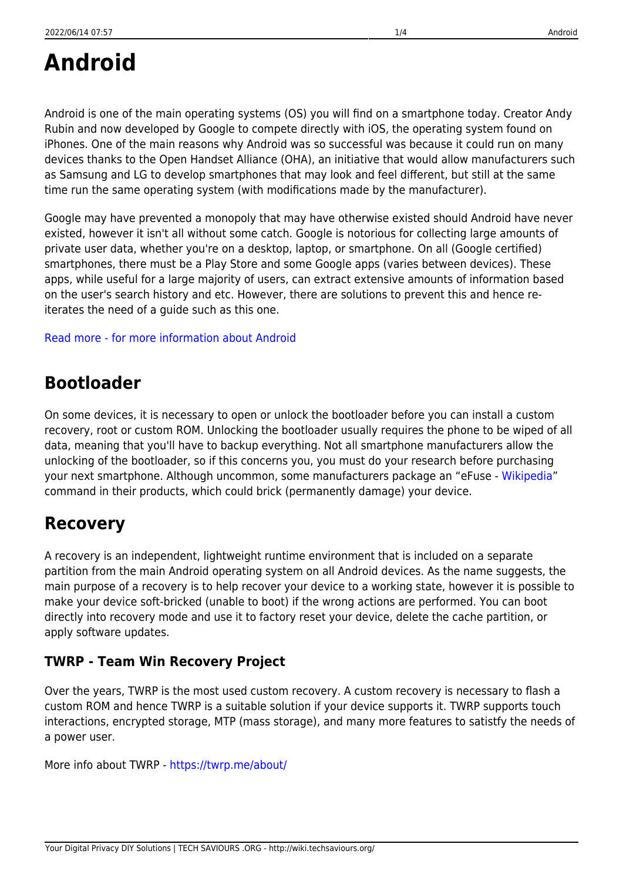# Android

Android is one of the main operating systems (OS) you will find on a smartphone today. Creator Andy Rubin and now developed by Google to compete directly with iOS, the operating system found on iPhones. One of the main reasons why Android was so successful was because it could run on many devices thanks to the Open Handset Alliance (OHA), an initiative that would allow manufacturers such as Samsung and LG to develop smartphones that may look and feel different, but still at the same time run the same operating system (with modifications made by the manufacturer).

Google may have prevented a monopoly that may have otherwise existed should Android have never existed, however it isn't all without some catch. Google is notorious for collecting large amounts of private user data, whether you're on a desktop, laptop, or smartphone. On all (Google certified) smartphones, there must be a Play Store and some Google apps (varies between devices). These apps, while useful for a large majority of users, can extract extensive amounts of information based on the user's search history and etc. However, there are solutions to prevent this and hence re-iterates the need of a guide such as this one.

Read more - for more information about Android

## Bootloader

On some devices, it is necessary to open or unlock the bootloader before you can install a custom recovery, root or custom ROM. Unlocking the bootloader usually requires the phone to be wiped of all data, meaning that you'll have to backup everything. Not all smartphone manufacturers allow the unlocking of the bootloader, so if this concerns you, you must do your research before purchasing your next smartphone. Although uncommon, some manufacturers package an "eFuse - Wikipedia" command in their products, which could brick (permanently damage) your device.

## Recovery

A recovery is an independent, lightweight runtime environment that is included on a separate partition from the main Android operating system on all Android devices. As the name suggests, the main purpose of a recovery is to help recover your device to a working state, however it is possible to make your device soft-bricked (unable to boot) if the wrong actions are performed. You can boot directly into recovery mode and use it to factory reset your device, delete the cache partition, or apply software updates.

### TWRP - Team Win Recovery Project

Over the years, TWRP is the most used custom recovery. A custom recovery is necessary to flash a custom ROM and hence TWRP is a suitable solution if your device supports it. TWRP supports touch interactions, encrypted storage, MTP (mass storage), and many more features to satistfy the needs of a power user.

More info about TWRP - https://twrp.me/about/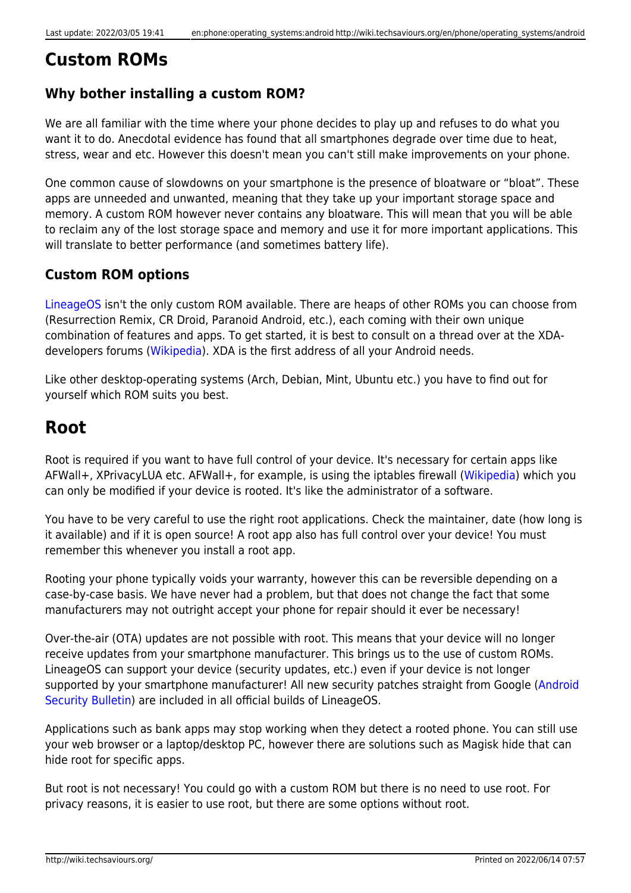# Custom ROMs

## Why bother installing a custom ROM?

We are all familiar with the time where your phone decides to play up and refuses to do what you want it to do. Anecdotal evidence has found that all smartphones degrade over time due to heat, stress, wear and etc. However this doesn't mean you can't still make improvements on your phone.

One common cause of slowdowns on your smartphone is the presence of bloatware or “bloat”. These apps are unneeded and unwanted, meaning that they take up your important storage space and memory. A custom ROM however never contains any bloatware. This will mean that you will be able to reclaim any of the lost storage space and memory and use it for more important applications. This will translate to better performance (and sometimes battery life).

## Custom ROM options

LineageOS isn't the only custom ROM available. There are heaps of other ROMs you can choose from (Resurrection Remix, CR Droid, Paranoid Android, etc.), each coming with their own unique combination of features and apps. To get started, it is best to consult on a thread over at the XDA-developers forums (Wikipedia). XDA is the first address of all your Android needs.

Like other desktop-operating systems (Arch, Debian, Mint, Ubuntu etc.) you have to find out for yourself which ROM suits you best.

# Root

Root is required if you want to have full control of your device. It's necessary for certain apps like AFWall+, XPrivacyLUA etc. AFWall+, for example, is using the iptables firewall (Wikipedia) which you can only be modified if your device is rooted. It's like the administrator of a software.

You have to be very careful to use the right root applications. Check the maintainer, date (how long is it available) and if it is open source! A root app also has full control over your device! You must remember this whenever you install a root app.

Rooting your phone typically voids your warranty, however this can be reversible depending on a case-by-case basis. We have never had a problem, but that does not change the fact that some manufacturers may not outright accept your phone for repair should it ever be necessary!

Over-the-air (OTA) updates are not possible with root. This means that your device will no longer receive updates from your smartphone manufacturer. This brings us to the use of custom ROMs. LineageOS can support your device (security updates, etc.) even if your device is not longer supported by your smartphone manufacturer! All new security patches straight from Google (Android Security Bulletin) are included in all official builds of LineageOS.

Applications such as bank apps may stop working when they detect a rooted phone. You can still use your web browser or a laptop/desktop PC, however there are solutions such as Magisk hide that can hide root for specific apps.

But root is not necessary! You could go with a custom ROM but there is no need to use root. For privacy reasons, it is easier to use root, but there are some options without root.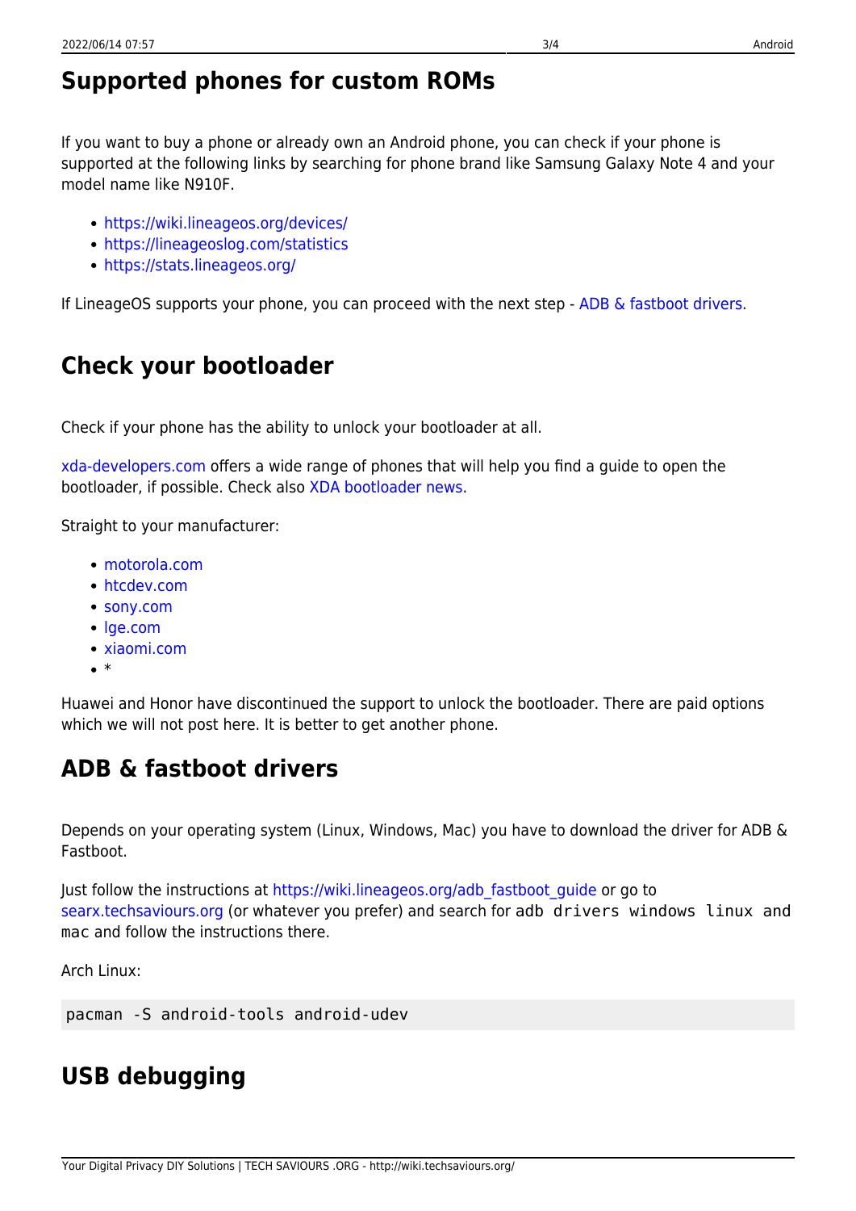## Supported phones for custom ROMs

If you want to buy a phone or already own an Android phone, you can check if your phone is supported at the following links by searching for phone brand like Samsung Galaxy Note 4 and your model name like N910F.

- https://wiki.lineageos.org/devices/
- https://lineageoslog.com/statistics
- https://stats.lineageos.org/

If LineageOS supports your phone, you can proceed with the next step - ADB & fastboot drivers.

## Check your bootloader

Check if your phone has the ability to unlock your bootloader at all.

xda-developers.com offers a wide range of phones that will help you find a guide to open the bootloader, if possible. Check also XDA bootloader news.

Straight to your manufacturer:

- motorola.com
- htcdev.com
- sony.com
- lge.com
- xiaomi.com
- *

Huawei and Honor have discontinued the support to unlock the bootloader. There are paid options which we will not post here. It is better to get another phone.

## ADB & fastboot drivers

Depends on your operating system (Linux, Windows, Mac) you have to download the driver for ADB & Fastboot.

Just follow the instructions at https://wiki.lineageos.org/adb_fastboot_guide or go to searx.techsaviours.org (or whatever you prefer) and search for `adb drivers windows linux and mac` and follow the instructions there.

Arch Linux:

```
pacman -S android-tools android-udev
```

## USB debugging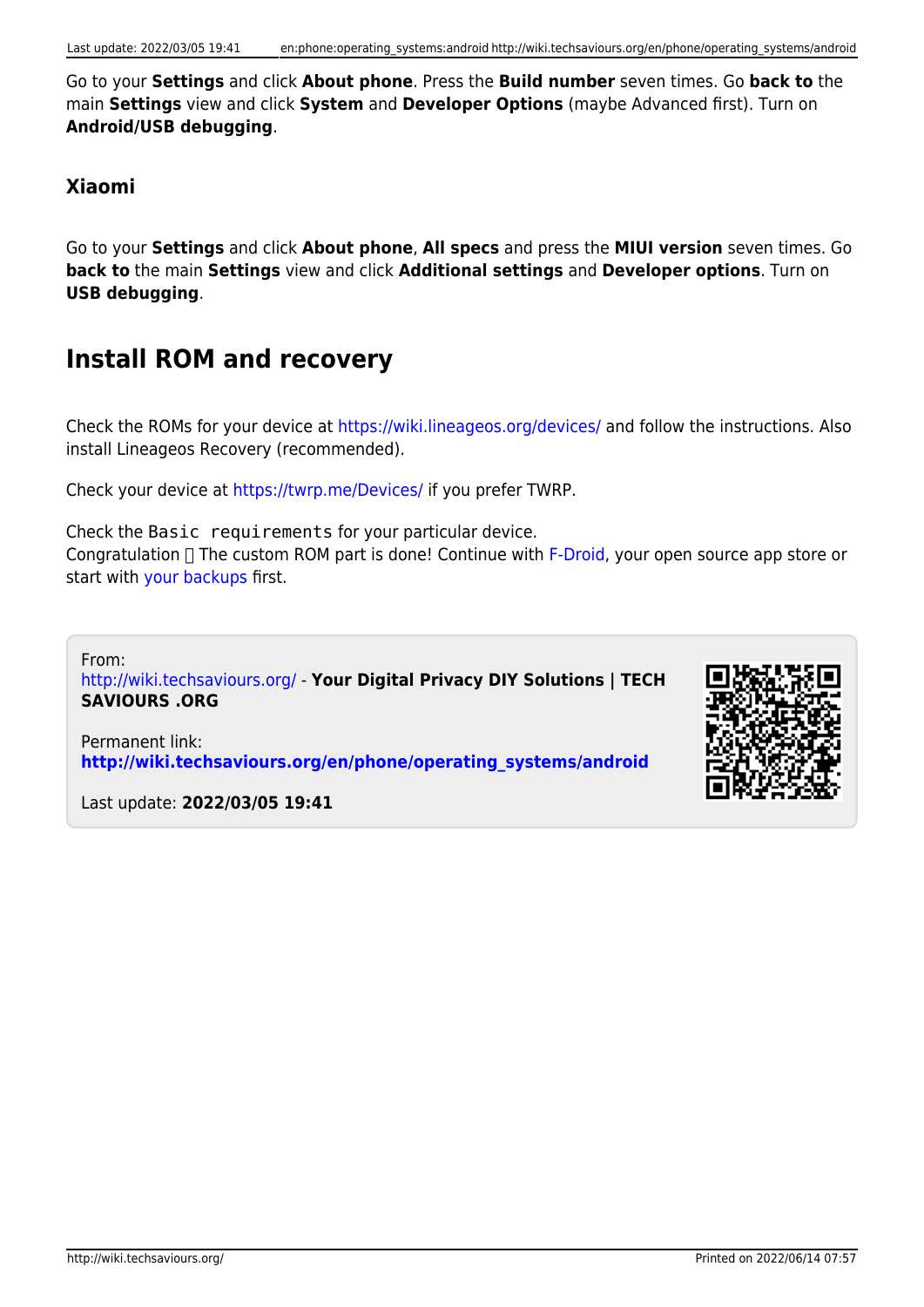Go to your **Settings** and click **About phone**. Press the **Build number** seven times. Go **back to** the main **Settings** view and click **System** and **Developer Options** (maybe Advanced first). Turn on **Android/USB debugging**.

### Xiaomi

Go to your **Settings** and click **About phone**, **All specs** and press the **MIUI version** seven times. Go **back to** the main **Settings** view and click **Additional settings** and **Developer options**. Turn on **USB debugging**.

## Install ROM and recovery

Check the ROMs for your device at https://wiki.lineageos.org/devices/ and follow the instructions. Also install Lineageos Recovery (recommended).

Check your device at https://twrp.me/Devices/ if you prefer TWRP.

Check the `Basic requirements` for your particular device.
Congratulation  The custom ROM part is done! Continue with F-Droid, your open source app store or start with your backups first.

From:
http://wiki.techsaviours.org/ - **Your Digital Privacy DIY Solutions | TECH SAVIOURS .ORG**

Permanent link:
**http://wiki.techsaviours.org/en/phone/operating_systems/android**

Last update: **2022/03/05 19:41**